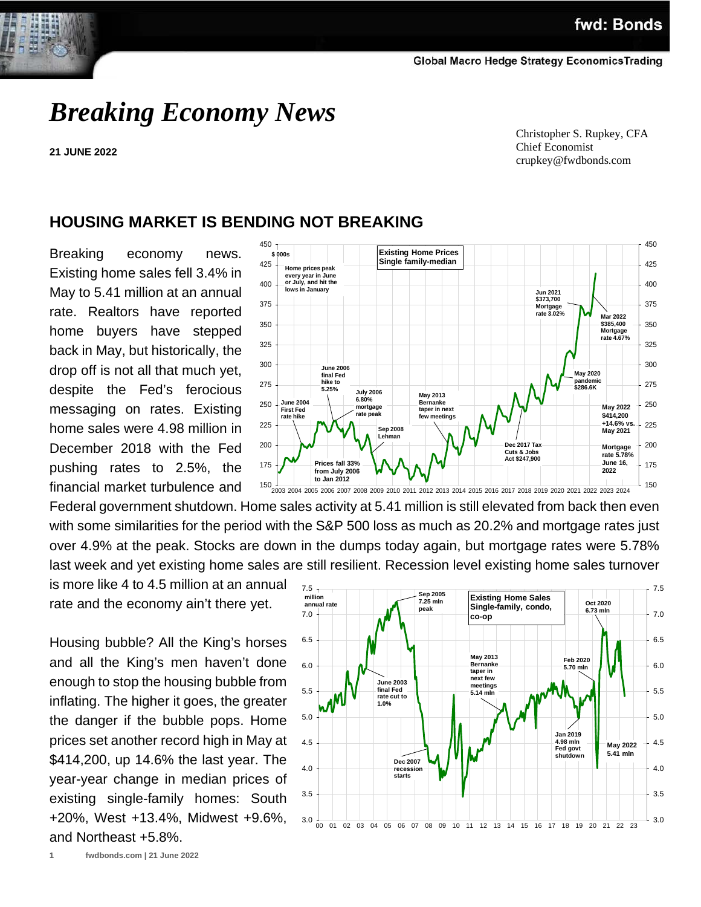# Breaking Economy News

**21 JUNE 2022**

Christopher S. Rupkey, CFA
Chief Economist
crupkey@fwdbonds.com

## HOUSING MARKET IS BENDING NOT BREAKING

Breaking economy news. Existing home sales fell 3.4% in May to 5.41 million at an annual rate. Realtors have reported home buyers have stepped back in May, but historically, the drop off is not all that much yet, despite the Fed's ferocious messaging on rates. Existing home sales were 4.98 million in December 2018 with the Fed pushing rates to 2.5%, the financial market turbulence and Federal government shutdown. Home sales activity at 5.41 million is still elevated from back then even with some similarities for the period with the S&P 500 loss as much as 20.2% and mortgage rates just over 4.9% at the peak. Stocks are down in the dumps today again, but mortgage rates were 5.78% last week and yet existing home sales are still resilient. Recession level existing home sales turnover is more like 4 to 4.5 million at an annual rate and the economy ain't there yet.

Housing bubble? All the King's horses and all the King's men haven't done enough to stop the housing bubble from inflating. The higher it goes, the greater the danger if the bubble pops. Home prices set another record high in May at $414,200, up 14.6% the last year. The year-year change in median prices of existing single-family homes: South +20%, West +13.4%, Midwest +9.6%, and Northeast +5.8%.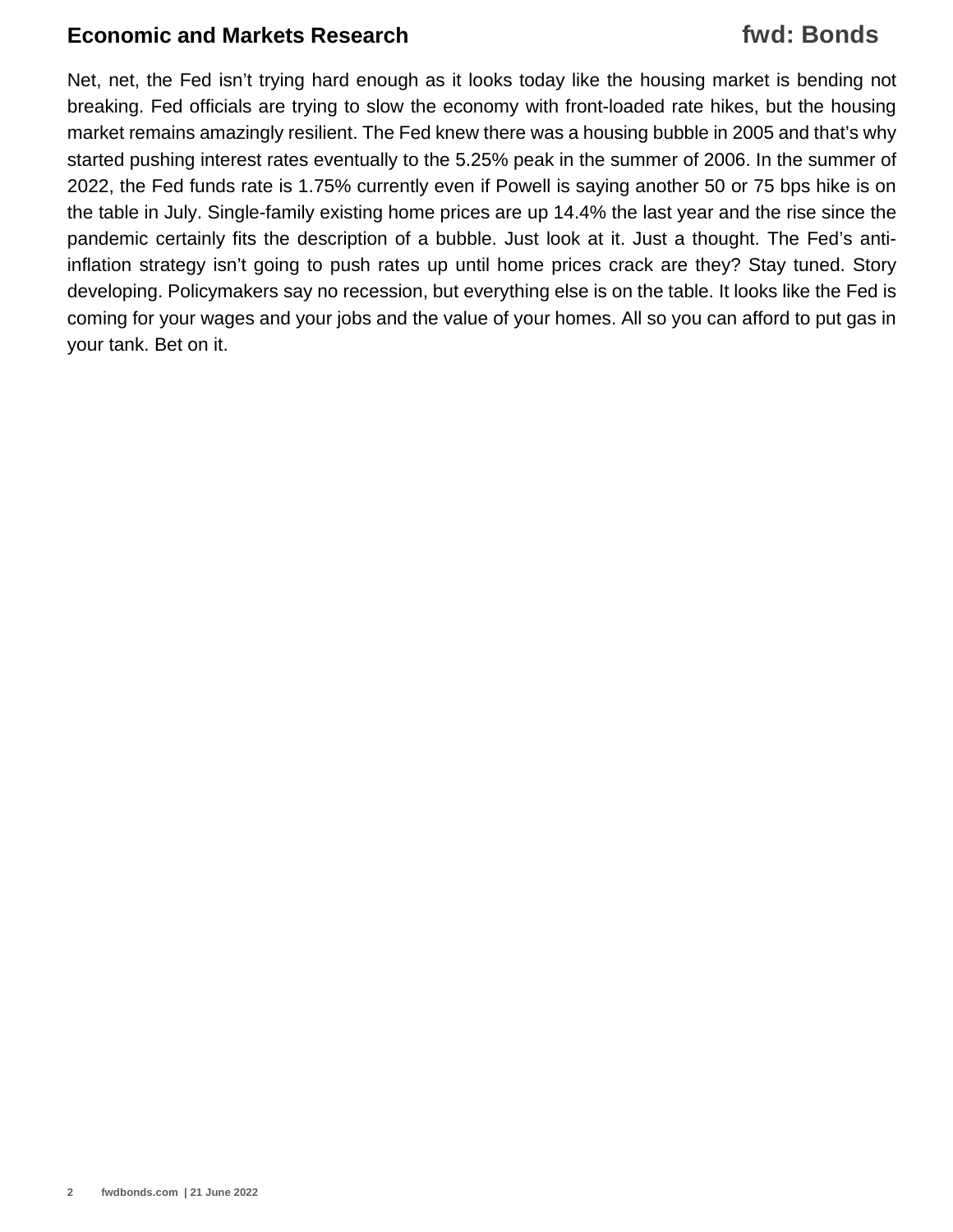Net, net, the Fed isn't trying hard enough as it looks today like the housing market is bending not breaking. Fed officials are trying to slow the economy with front-loaded rate hikes, but the housing market remains amazingly resilient. The Fed knew there was a housing bubble in 2005 and that's why started pushing interest rates eventually to the 5.25% peak in the summer of 2006. In the summer of 2022, the Fed funds rate is 1.75% currently even if Powell is saying another 50 or 75 bps hike is on the table in July. Single-family existing home prices are up 14.4% the last year and the rise since the pandemic certainly fits the description of a bubble. Just look at it. Just a thought. The Fed's anti-inflation strategy isn't going to push rates up until home prices crack are they? Stay tuned. Story developing. Policymakers say no recession, but everything else is on the table. It looks like the Fed is coming for your wages and your jobs and the value of your homes. All so you can afford to put gas in your tank. Bet on it.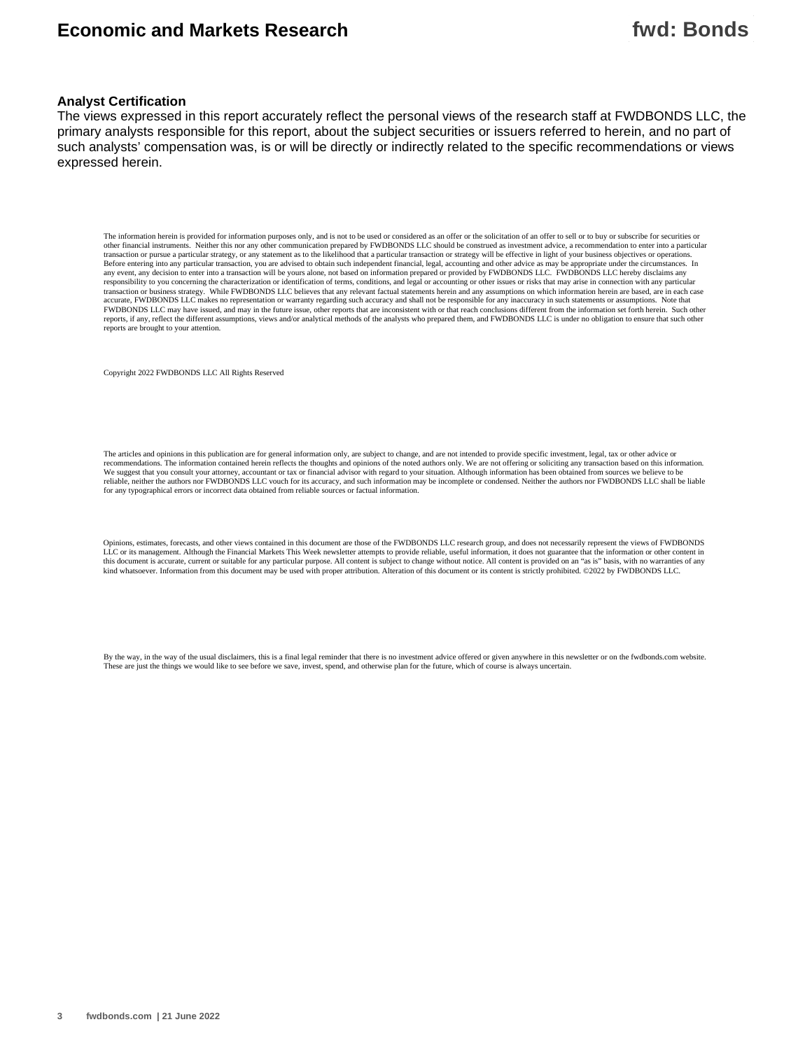**Analyst Certification**

The views expressed in this report accurately reflect the personal views of the research staff at FWDBONDS LLC, the primary analysts responsible for this report, about the subject securities or issuers referred to herein, and no part of such analysts' compensation was, is or will be directly or indirectly related to the specific recommendations or views expressed herein.

The information herein is provided for information purposes only, and is not to be used or considered as an offer or the solicitation of an offer to sell or to buy or subscribe for securities or other financial instruments. Neither this nor any other communication prepared by FWDBONDS LLC should be construed as investment advice, a recommendation to enter into a particular transaction or pursue a particular strategy, or any statement as to the likelihood that a particular transaction or strategy will be effective in light of your business objectives or operations. Before entering into any particular transaction, you are advised to obtain such independent financial, legal, accounting and other advice as may be appropriate under the circumstances. In any event, any decision to enter into a transaction will be yours alone, not based on information prepared or provided by FWDBONDS LLC. FWDBONDS LLC hereby disclaims any responsibility to you concerning the characterization or identification of terms, conditions, and legal or accounting or other issues or risks that may arise in connection with any particular transaction or business strategy. While FWDBONDS LLC believes that any relevant factual statements herein and any assumptions on which information herein are based, are in each case accurate, FWDBONDS LLC makes no representation or warranty regarding such accuracy and shall not be responsible for any inaccuracy in such statements or assumptions. Note that FWDBONDS LLC may have issued, and may in the future issue, other reports that are inconsistent with or that reach conclusions different from the information set forth herein. Such other reports, if any, reflect the different assumptions, views and/or analytical methods of the analysts who prepared them, and FWDBONDS LLC is under no obligation to ensure that such other reports are brought to your attention.

Copyright 2022 FWDBONDS LLC All Rights Reserved

The articles and opinions in this publication are for general information only, are subject to change, and are not intended to provide specific investment, legal, tax or other advice or recommendations. The information contained herein reflects the thoughts and opinions of the noted authors only. We are not offering or soliciting any transaction based on this information. We suggest that you consult your attorney, accountant or tax or financial advisor with regard to your situation. Although information has been obtained from sources we believe to be reliable, neither the authors nor FWDBONDS LLC vouch for its accuracy, and such information may be incomplete or condensed. Neither the authors nor FWDBONDS LLC shall be liable for any typographical errors or incorrect data obtained from reliable sources or factual information.

Opinions, estimates, forecasts, and other views contained in this document are those of the FWDBONDS LLC research group, and does not necessarily represent the views of FWDBONDS LLC or its management. Although the Financial Markets This Week newsletter attempts to provide reliable, useful information, it does not guarantee that the information or other content in this document is accurate, current or suitable for any particular purpose. All content is subject to change without notice. All content is provided on an "as is" basis, with no warranties of any kind whatsoever. Information from this document may be used with proper attribution. Alteration of this document or its content is strictly prohibited. ©2022 by FWDBONDS LLC.

By the way, in the way of the usual disclaimers, this is a final legal reminder that there is no investment advice offered or given anywhere in this newsletter or on the fwdbonds.com website. These are just the things we would like to see before we save, invest, spend, and otherwise plan for the future, which of course is always uncertain.